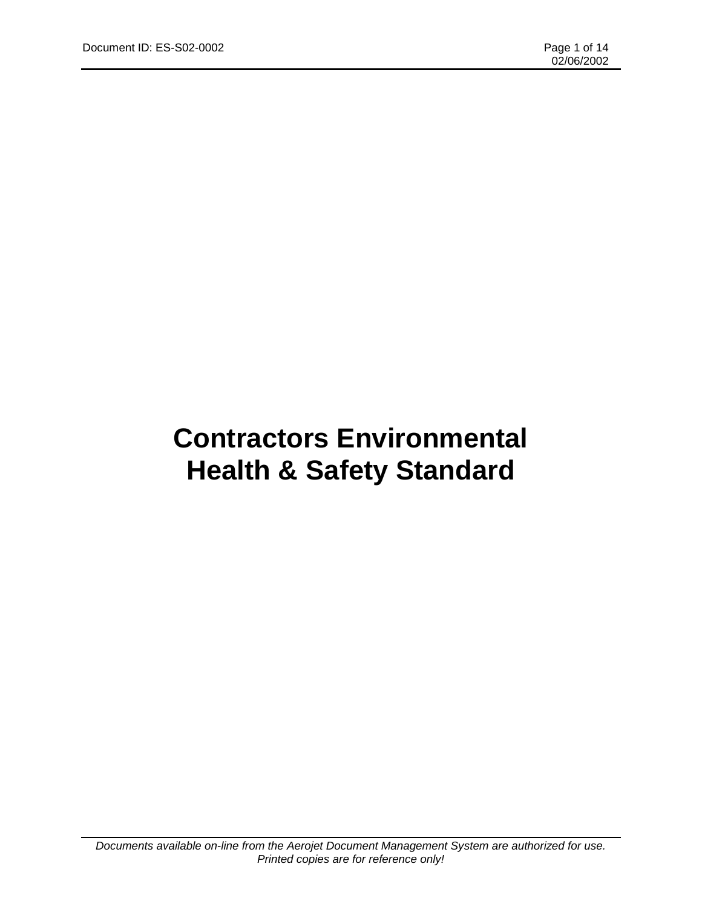# Contractors Environmental Health & Safety Standard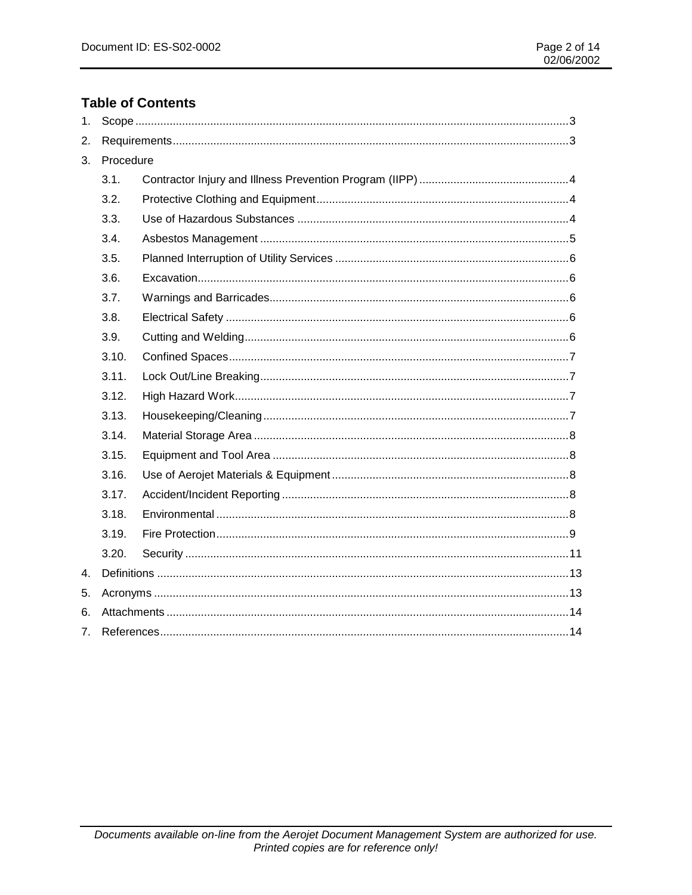## Table of Contents

1. Scope ........................................................ 3
2. Requirements ........................................................ 3
3. Procedure
   - 3.1. Contractor Injury and Illness Prevention Program (IIPP) ........................................................ 4
   - 3.2. Protective Clothing and Equipment ........................................................ 4
   - 3.3. Use of Hazardous Substances ........................................................ 4
   - 3.4. Asbestos Management ........................................................ 5
   - 3.5. Planned Interruption of Utility Services ........................................................ 6
   - 3.6. Excavation ........................................................ 6
   - 3.7. Warnings and Barricades ........................................................ 6
   - 3.8. Electrical Safety ........................................................ 6
   - 3.9. Cutting and Welding ........................................................ 6
   - 3.10. Confined Spaces ........................................................ 7
   - 3.11. Lock Out/Line Breaking ........................................................ 7
   - 3.12. High Hazard Work ........................................................ 7
   - 3.13. Housekeeping/Cleaning ........................................................ 7
   - 3.14. Material Storage Area ........................................................ 8
   - 3.15. Equipment and Tool Area ........................................................ 8
   - 3.16. Use of Aerojet Materials & Equipment ........................................................ 8
   - 3.17. Accident/Incident Reporting ........................................................ 8
   - 3.18. Environmental ........................................................ 8
   - 3.19. Fire Protection ........................................................ 9
   - 3.20. Security ........................................................ 11
4. Definitions ........................................................ 13
5. Acronyms ........................................................ 13
6. Attachments ........................................................ 14
7. References ........................................................ 14

*Documents available on-line from the Aerojet Document Management System are authorized for use. Printed copies are for reference only!*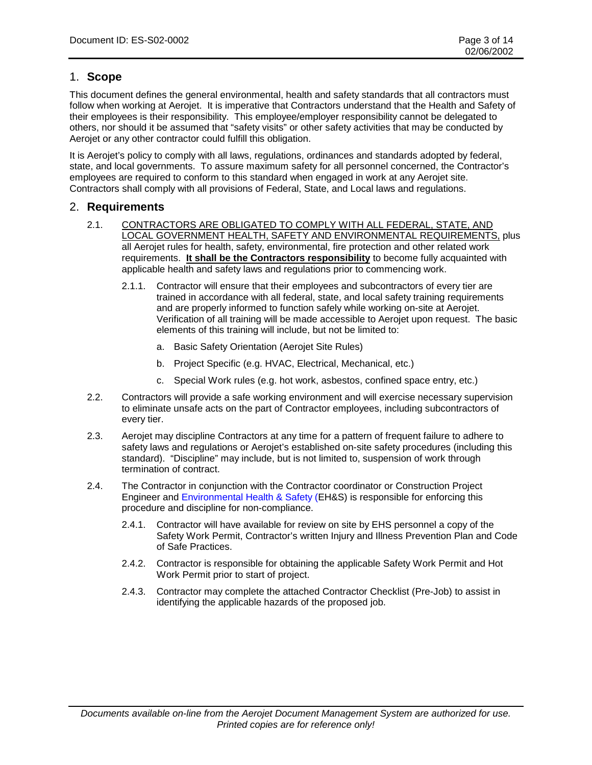## 1. **Scope**

This document defines the general environmental, health and safety standards that all contractors must follow when working at Aerojet. It is imperative that Contractors understand that the Health and Safety of their employees is their responsibility. This employee/employer responsibility cannot be delegated to others, nor should it be assumed that "safety visits" or other safety activities that may be conducted by Aerojet or any other contractor could fulfill this obligation.

It is Aerojet's policy to comply with all laws, regulations, ordinances and standards adopted by federal, state, and local governments. To assure maximum safety for all personnel concerned, the Contractor's employees are required to conform to this standard when engaged in work at any Aerojet site. Contractors shall comply with all provisions of Federal, State, and Local laws and regulations.

## 2. **Requirements**

2.1. <u>CONTRACTORS ARE OBLIGATED TO COMPLY WITH ALL FEDERAL, STATE, AND LOCAL GOVERNMENT HEALTH, SAFETY AND ENVIRONMENTAL REQUIREMENTS,</u> plus all Aerojet rules for health, safety, environmental, fire protection and other related work requirements. **<u>It shall be the Contractors responsibility</u>** to become fully acquainted with applicable health and safety laws and regulations prior to commencing work.

2.1.1. Contractor will ensure that their employees and subcontractors of every tier are trained in accordance with all federal, state, and local safety training requirements and are properly informed to function safely while working on-site at Aerojet. Verification of all training will be made accessible to Aerojet upon request. The basic elements of this training will include, but not be limited to:

a. Basic Safety Orientation (Aerojet Site Rules)

b. Project Specific (e.g. HVAC, Electrical, Mechanical, etc.)

c. Special Work rules (e.g. hot work, asbestos, confined space entry, etc.)

2.2. Contractors will provide a safe working environment and will exercise necessary supervision to eliminate unsafe acts on the part of Contractor employees, including subcontractors of every tier.

2.3. Aerojet may discipline Contractors at any time for a pattern of frequent failure to adhere to safety laws and regulations or Aerojet's established on-site safety procedures (including this standard). "Discipline" may include, but is not limited to, suspension of work through termination of contract.

2.4. The Contractor in conjunction with the Contractor coordinator or Construction Project Engineer and Environmental Health & Safety (EH&S) is responsible for enforcing this procedure and discipline for non-compliance.

2.4.1. Contractor will have available for review on site by EHS personnel a copy of the Safety Work Permit, Contractor's written Injury and Illness Prevention Plan and Code of Safe Practices.

2.4.2. Contractor is responsible for obtaining the applicable Safety Work Permit and Hot Work Permit prior to start of project.

2.4.3. Contractor may complete the attached Contractor Checklist (Pre-Job) to assist in identifying the applicable hazards of the proposed job.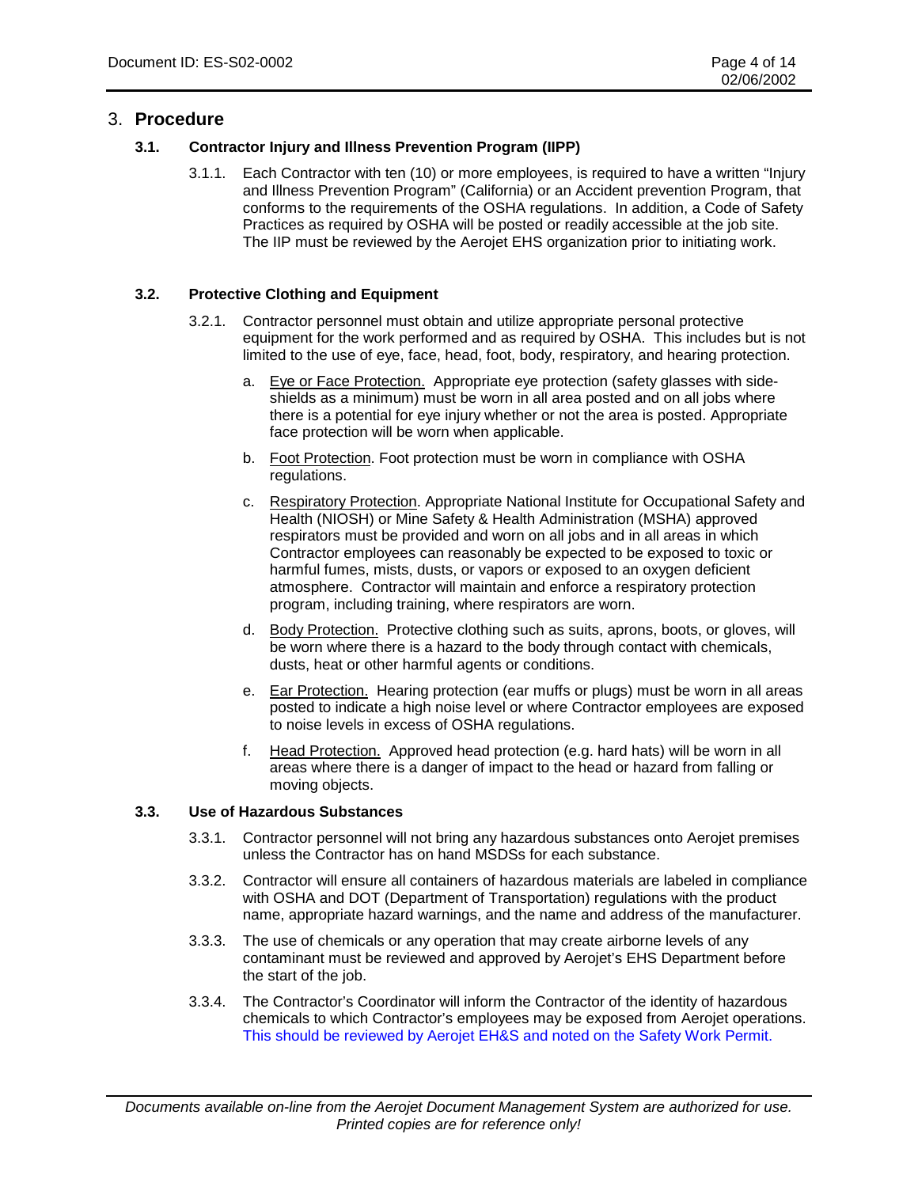# 3. Procedure

## 3.1. Contractor Injury and Illness Prevention Program (IIPP)

3.1.1. Each Contractor with ten (10) or more employees, is required to have a written "Injury and Illness Prevention Program" (California) or an Accident prevention Program, that conforms to the requirements of the OSHA regulations. In addition, a Code of Safety Practices as required by OSHA will be posted or readily accessible at the job site. The IIP must be reviewed by the Aerojet EHS organization prior to initiating work.

## 3.2. Protective Clothing and Equipment

3.2.1. Contractor personnel must obtain and utilize appropriate personal protective equipment for the work performed and as required by OSHA. This includes but is not limited to the use of eye, face, head, foot, body, respiratory, and hearing protection.

a. Eye or Face Protection. Appropriate eye protection (safety glasses with side-shields as a minimum) must be worn in all area posted and on all jobs where there is a potential for eye injury whether or not the area is posted. Appropriate face protection will be worn when applicable.

b. Foot Protection. Foot protection must be worn in compliance with OSHA regulations.

c. Respiratory Protection. Appropriate National Institute for Occupational Safety and Health (NIOSH) or Mine Safety & Health Administration (MSHA) approved respirators must be provided and worn on all jobs and in all areas in which Contractor employees can reasonably be expected to be exposed to toxic or harmful fumes, mists, dusts, or vapors or exposed to an oxygen deficient atmosphere. Contractor will maintain and enforce a respiratory protection program, including training, where respirators are worn.

d. Body Protection. Protective clothing such as suits, aprons, boots, or gloves, will be worn where there is a hazard to the body through contact with chemicals, dusts, heat or other harmful agents or conditions.

e. Ear Protection. Hearing protection (ear muffs or plugs) must be worn in all areas posted to indicate a high noise level or where Contractor employees are exposed to noise levels in excess of OSHA regulations.

f. Head Protection. Approved head protection (e.g. hard hats) will be worn in all areas where there is a danger of impact to the head or hazard from falling or moving objects.

## 3.3. Use of Hazardous Substances

3.3.1. Contractor personnel will not bring any hazardous substances onto Aerojet premises unless the Contractor has on hand MSDSs for each substance.

3.3.2. Contractor will ensure all containers of hazardous materials are labeled in compliance with OSHA and DOT (Department of Transportation) regulations with the product name, appropriate hazard warnings, and the name and address of the manufacturer.

3.3.3. The use of chemicals or any operation that may create airborne levels of any contaminant must be reviewed and approved by Aerojet's EHS Department before the start of the job.

3.3.4. The Contractor's Coordinator will inform the Contractor of the identity of hazardous chemicals to which Contractor's employees may be exposed from Aerojet operations. This should be reviewed by Aerojet EH&S and noted on the Safety Work Permit.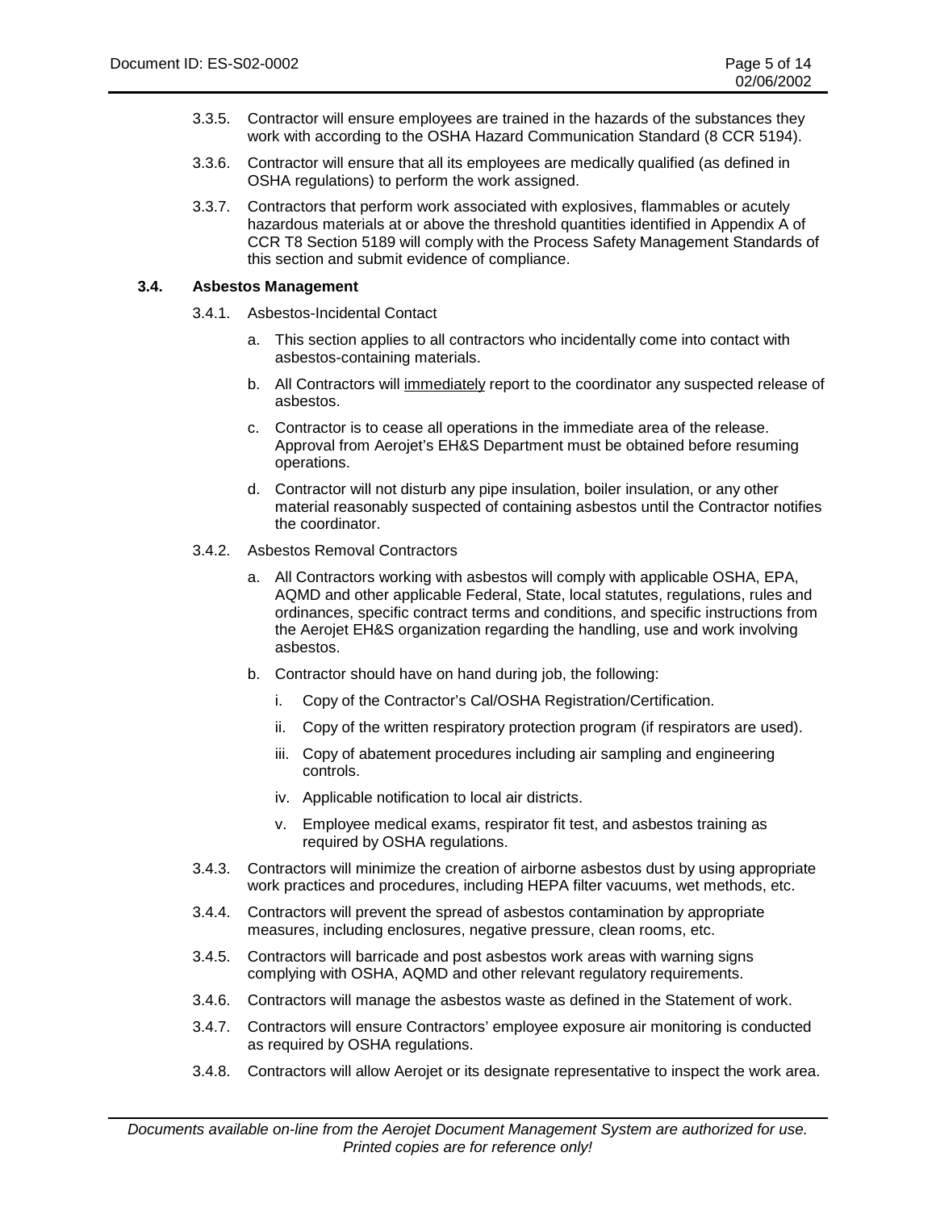3.3.5. Contractor will ensure employees are trained in the hazards of the substances they work with according to the OSHA Hazard Communication Standard (8 CCR 5194).

3.3.6. Contractor will ensure that all its employees are medically qualified (as defined in OSHA regulations) to perform the work assigned.

3.3.7. Contractors that perform work associated with explosives, flammables or acutely hazardous materials at or above the threshold quantities identified in Appendix A of CCR T8 Section 5189 will comply with the Process Safety Management Standards of this section and submit evidence of compliance.

### 3.4. Asbestos Management

3.4.1. Asbestos-Incidental Contact

a. This section applies to all contractors who incidentally come into contact with asbestos-containing materials.

b. All Contractors will <u>immediately</u> report to the coordinator any suspected release of asbestos.

c. Contractor is to cease all operations in the immediate area of the release. Approval from Aerojet's EH&S Department must be obtained before resuming operations.

d. Contractor will not disturb any pipe insulation, boiler insulation, or any other material reasonably suspected of containing asbestos until the Contractor notifies the coordinator.

3.4.2. Asbestos Removal Contractors

a. All Contractors working with asbestos will comply with applicable OSHA, EPA, AQMD and other applicable Federal, State, local statutes, regulations, rules and ordinances, specific contract terms and conditions, and specific instructions from the Aerojet EH&S organization regarding the handling, use and work involving asbestos.

b. Contractor should have on hand during job, the following:

i. Copy of the Contractor's Cal/OSHA Registration/Certification.

ii. Copy of the written respiratory protection program (if respirators are used).

iii. Copy of abatement procedures including air sampling and engineering controls.

iv. Applicable notification to local air districts.

v. Employee medical exams, respirator fit test, and asbestos training as required by OSHA regulations.

3.4.3. Contractors will minimize the creation of airborne asbestos dust by using appropriate work practices and procedures, including HEPA filter vacuums, wet methods, etc.

3.4.4. Contractors will prevent the spread of asbestos contamination by appropriate measures, including enclosures, negative pressure, clean rooms, etc.

3.4.5. Contractors will barricade and post asbestos work areas with warning signs complying with OSHA, AQMD and other relevant regulatory requirements.

3.4.6. Contractors will manage the asbestos waste as defined in the Statement of work.

3.4.7. Contractors will ensure Contractors' employee exposure air monitoring is conducted as required by OSHA regulations.

3.4.8. Contractors will allow Aerojet or its designate representative to inspect the work area.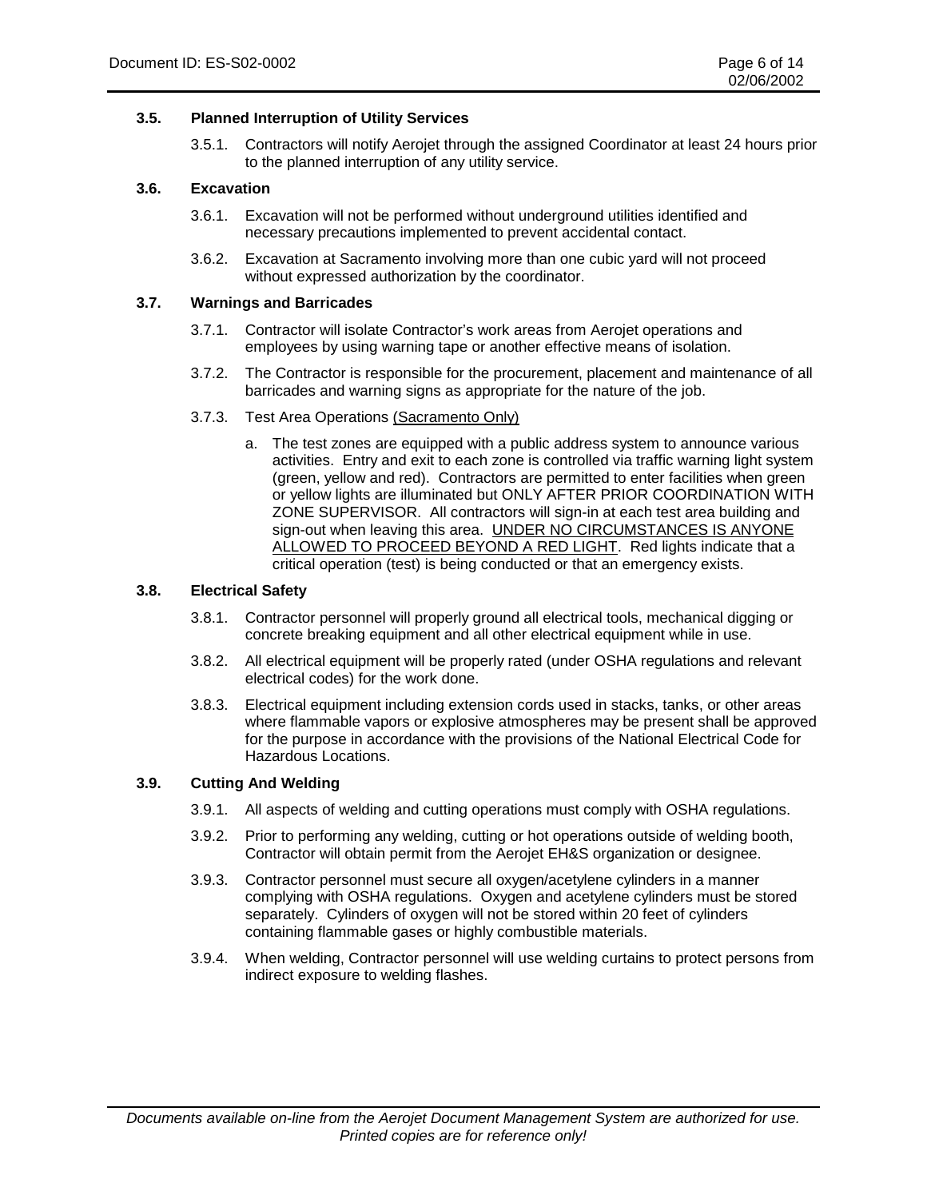### 3.5. Planned Interruption of Utility Services

3.5.1. Contractors will notify Aerojet through the assigned Coordinator at least 24 hours prior to the planned interruption of any utility service.

### 3.6. Excavation

3.6.1. Excavation will not be performed without underground utilities identified and necessary precautions implemented to prevent accidental contact.

3.6.2. Excavation at Sacramento involving more than one cubic yard will not proceed without expressed authorization by the coordinator.

### 3.7. Warnings and Barricades

3.7.1. Contractor will isolate Contractor's work areas from Aerojet operations and employees by using warning tape or another effective means of isolation.

3.7.2. The Contractor is responsible for the procurement, placement and maintenance of all barricades and warning signs as appropriate for the nature of the job.

3.7.3. Test Area Operations <u>(Sacramento Only)</u>

a. The test zones are equipped with a public address system to announce various activities. Entry and exit to each zone is controlled via traffic warning light system (green, yellow and red). Contractors are permitted to enter facilities when green or yellow lights are illuminated but ONLY AFTER PRIOR COORDINATION WITH ZONE SUPERVISOR. All contractors will sign-in at each test area building and sign-out when leaving this area. <u>UNDER NO CIRCUMSTANCES IS ANYONE ALLOWED TO PROCEED BEYOND A RED LIGHT</u>. Red lights indicate that a critical operation (test) is being conducted or that an emergency exists.

### 3.8. Electrical Safety

3.8.1. Contractor personnel will properly ground all electrical tools, mechanical digging or concrete breaking equipment and all other electrical equipment while in use.

3.8.2. All electrical equipment will be properly rated (under OSHA regulations and relevant electrical codes) for the work done.

3.8.3. Electrical equipment including extension cords used in stacks, tanks, or other areas where flammable vapors or explosive atmospheres may be present shall be approved for the purpose in accordance with the provisions of the National Electrical Code for Hazardous Locations.

### 3.9. Cutting And Welding

3.9.1. All aspects of welding and cutting operations must comply with OSHA regulations.

3.9.2. Prior to performing any welding, cutting or hot operations outside of welding booth, Contractor will obtain permit from the Aerojet EH&S organization or designee.

3.9.3. Contractor personnel must secure all oxygen/acetylene cylinders in a manner complying with OSHA regulations. Oxygen and acetylene cylinders must be stored separately. Cylinders of oxygen will not be stored within 20 feet of cylinders containing flammable gases or highly combustible materials.

3.9.4. When welding, Contractor personnel will use welding curtains to protect persons from indirect exposure to welding flashes.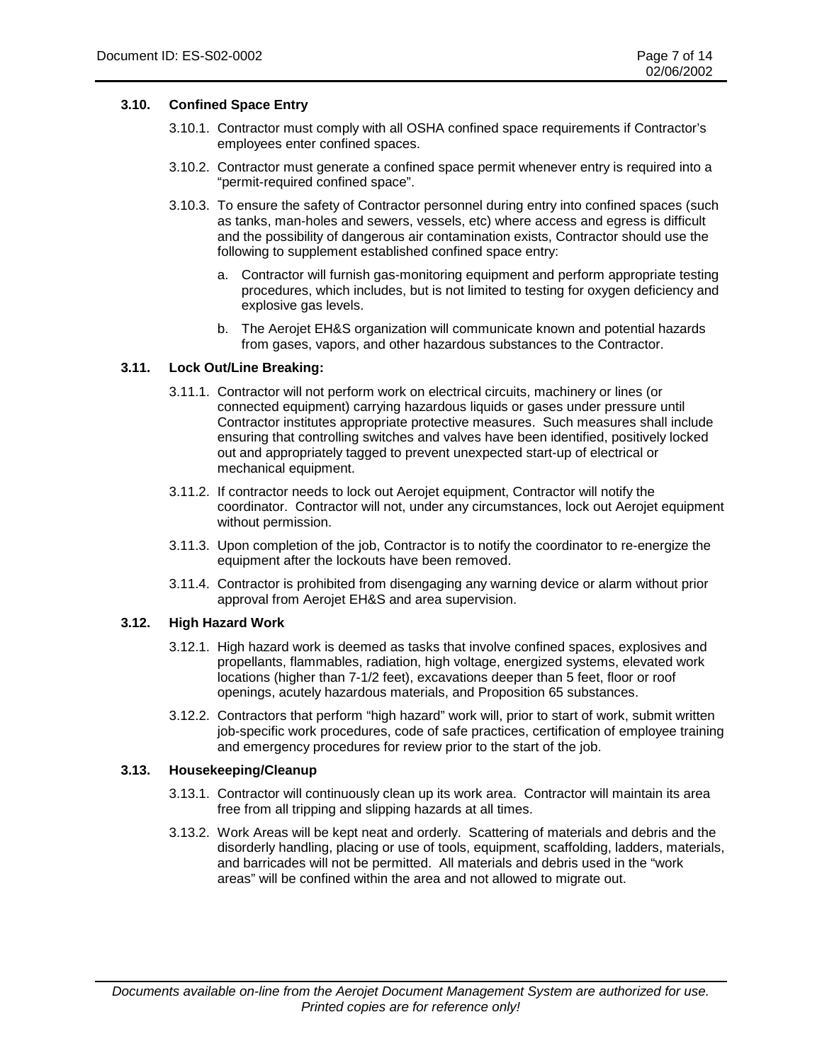### 3.10. Confined Space Entry

3.10.1. Contractor must comply with all OSHA confined space requirements if Contractor's employees enter confined spaces.

3.10.2. Contractor must generate a confined space permit whenever entry is required into a "permit-required confined space".

3.10.3. To ensure the safety of Contractor personnel during entry into confined spaces (such as tanks, man-holes and sewers, vessels, etc) where access and egress is difficult and the possibility of dangerous air contamination exists, Contractor should use the following to supplement established confined space entry:

a. Contractor will furnish gas-monitoring equipment and perform appropriate testing procedures, which includes, but is not limited to testing for oxygen deficiency and explosive gas levels.

b. The Aerojet EH&S organization will communicate known and potential hazards from gases, vapors, and other hazardous substances to the Contractor.

### 3.11. Lock Out/Line Breaking:

3.11.1. Contractor will not perform work on electrical circuits, machinery or lines (or connected equipment) carrying hazardous liquids or gases under pressure until Contractor institutes appropriate protective measures. Such measures shall include ensuring that controlling switches and valves have been identified, positively locked out and appropriately tagged to prevent unexpected start-up of electrical or mechanical equipment.

3.11.2. If contractor needs to lock out Aerojet equipment, Contractor will notify the coordinator. Contractor will not, under any circumstances, lock out Aerojet equipment without permission.

3.11.3. Upon completion of the job, Contractor is to notify the coordinator to re-energize the equipment after the lockouts have been removed.

3.11.4. Contractor is prohibited from disengaging any warning device or alarm without prior approval from Aerojet EH&S and area supervision.

### 3.12. High Hazard Work

3.12.1. High hazard work is deemed as tasks that involve confined spaces, explosives and propellants, flammables, radiation, high voltage, energized systems, elevated work locations (higher than 7-1/2 feet), excavations deeper than 5 feet, floor or roof openings, acutely hazardous materials, and Proposition 65 substances.

3.12.2. Contractors that perform "high hazard" work will, prior to start of work, submit written job-specific work procedures, code of safe practices, certification of employee training and emergency procedures for review prior to the start of the job.

### 3.13. Housekeeping/Cleanup

3.13.1. Contractor will continuously clean up its work area. Contractor will maintain its area free from all tripping and slipping hazards at all times.

3.13.2. Work Areas will be kept neat and orderly. Scattering of materials and debris and the disorderly handling, placing or use of tools, equipment, scaffolding, ladders, materials, and barricades will not be permitted. All materials and debris used in the "work areas" will be confined within the area and not allowed to migrate out.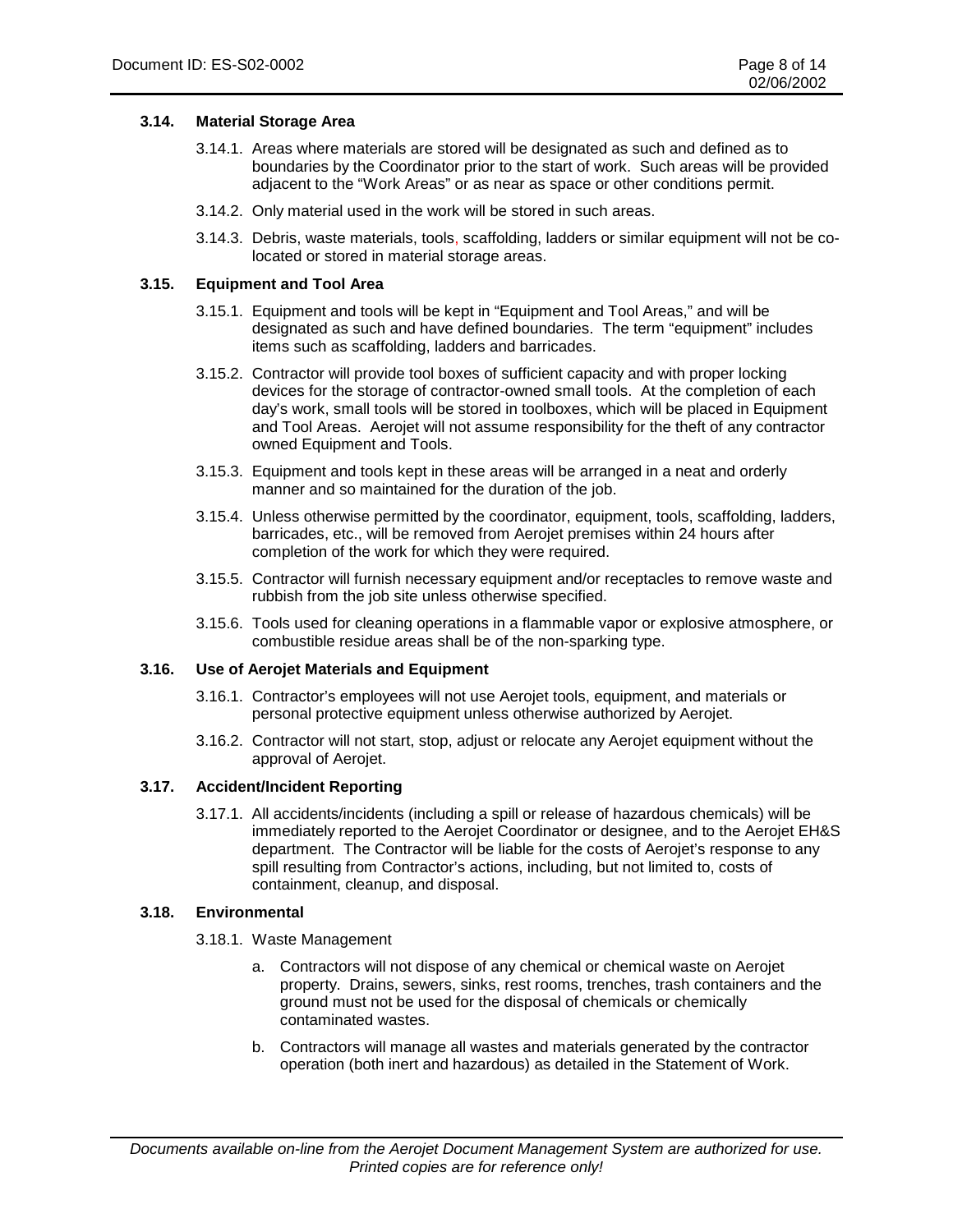### 3.14. Material Storage Area

3.14.1. Areas where materials are stored will be designated as such and defined as to boundaries by the Coordinator prior to the start of work. Such areas will be provided adjacent to the "Work Areas" or as near as space or other conditions permit.

3.14.2. Only material used in the work will be stored in such areas.

3.14.3. Debris, waste materials, tools, scaffolding, ladders or similar equipment will not be co-located or stored in material storage areas.

### 3.15. Equipment and Tool Area

3.15.1. Equipment and tools will be kept in "Equipment and Tool Areas," and will be designated as such and have defined boundaries. The term "equipment" includes items such as scaffolding, ladders and barricades.

3.15.2. Contractor will provide tool boxes of sufficient capacity and with proper locking devices for the storage of contractor-owned small tools. At the completion of each day's work, small tools will be stored in toolboxes, which will be placed in Equipment and Tool Areas. Aerojet will not assume responsibility for the theft of any contractor owned Equipment and Tools.

3.15.3. Equipment and tools kept in these areas will be arranged in a neat and orderly manner and so maintained for the duration of the job.

3.15.4. Unless otherwise permitted by the coordinator, equipment, tools, scaffolding, ladders, barricades, etc., will be removed from Aerojet premises within 24 hours after completion of the work for which they were required.

3.15.5. Contractor will furnish necessary equipment and/or receptacles to remove waste and rubbish from the job site unless otherwise specified.

3.15.6. Tools used for cleaning operations in a flammable vapor or explosive atmosphere, or combustible residue areas shall be of the non-sparking type.

### 3.16. Use of Aerojet Materials and Equipment

3.16.1. Contractor's employees will not use Aerojet tools, equipment, and materials or personal protective equipment unless otherwise authorized by Aerojet.

3.16.2. Contractor will not start, stop, adjust or relocate any Aerojet equipment without the approval of Aerojet.

### 3.17. Accident/Incident Reporting

3.17.1. All accidents/incidents (including a spill or release of hazardous chemicals) will be immediately reported to the Aerojet Coordinator or designee, and to the Aerojet EH&S department. The Contractor will be liable for the costs of Aerojet's response to any spill resulting from Contractor's actions, including, but not limited to, costs of containment, cleanup, and disposal.

### 3.18. Environmental

3.18.1. Waste Management

a. Contractors will not dispose of any chemical or chemical waste on Aerojet property. Drains, sewers, sinks, rest rooms, trenches, trash containers and the ground must not be used for the disposal of chemicals or chemically contaminated wastes.

b. Contractors will manage all wastes and materials generated by the contractor operation (both inert and hazardous) as detailed in the Statement of Work.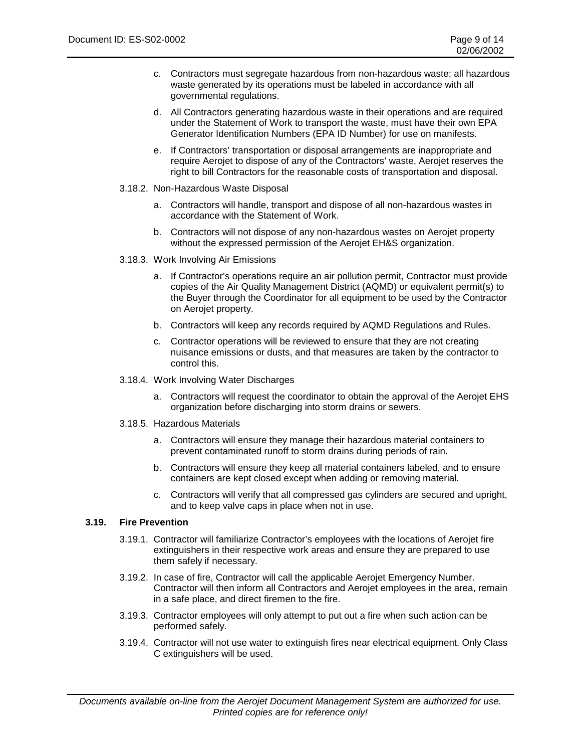c. Contractors must segregate hazardous from non-hazardous waste; all hazardous waste generated by its operations must be labeled in accordance with all governmental regulations.

d. All Contractors generating hazardous waste in their operations and are required under the Statement of Work to transport the waste, must have their own EPA Generator Identification Numbers (EPA ID Number) for use on manifests.

e. If Contractors' transportation or disposal arrangements are inappropriate and require Aerojet to dispose of any of the Contractors' waste, Aerojet reserves the right to bill Contractors for the reasonable costs of transportation and disposal.

3.18.2. Non-Hazardous Waste Disposal

a. Contractors will handle, transport and dispose of all non-hazardous wastes in accordance with the Statement of Work.

b. Contractors will not dispose of any non-hazardous wastes on Aerojet property without the expressed permission of the Aerojet EH&S organization.

3.18.3. Work Involving Air Emissions

a. If Contractor's operations require an air pollution permit, Contractor must provide copies of the Air Quality Management District (AQMD) or equivalent permit(s) to the Buyer through the Coordinator for all equipment to be used by the Contractor on Aerojet property.

b. Contractors will keep any records required by AQMD Regulations and Rules.

c. Contractor operations will be reviewed to ensure that they are not creating nuisance emissions or dusts, and that measures are taken by the contractor to control this.

3.18.4. Work Involving Water Discharges

a. Contractors will request the coordinator to obtain the approval of the Aerojet EHS organization before discharging into storm drains or sewers.

3.18.5. Hazardous Materials

a. Contractors will ensure they manage their hazardous material containers to prevent contaminated runoff to storm drains during periods of rain.

b. Contractors will ensure they keep all material containers labeled, and to ensure containers are kept closed except when adding or removing material.

c. Contractors will verify that all compressed gas cylinders are secured and upright, and to keep valve caps in place when not in use.

**3.19. Fire Prevention**

3.19.1. Contractor will familiarize Contractor's employees with the locations of Aerojet fire extinguishers in their respective work areas and ensure they are prepared to use them safely if necessary.

3.19.2. In case of fire, Contractor will call the applicable Aerojet Emergency Number. Contractor will then inform all Contractors and Aerojet employees in the area, remain in a safe place, and direct firemen to the fire.

3.19.3. Contractor employees will only attempt to put out a fire when such action can be performed safely.

3.19.4. Contractor will not use water to extinguish fires near electrical equipment. Only Class C extinguishers will be used.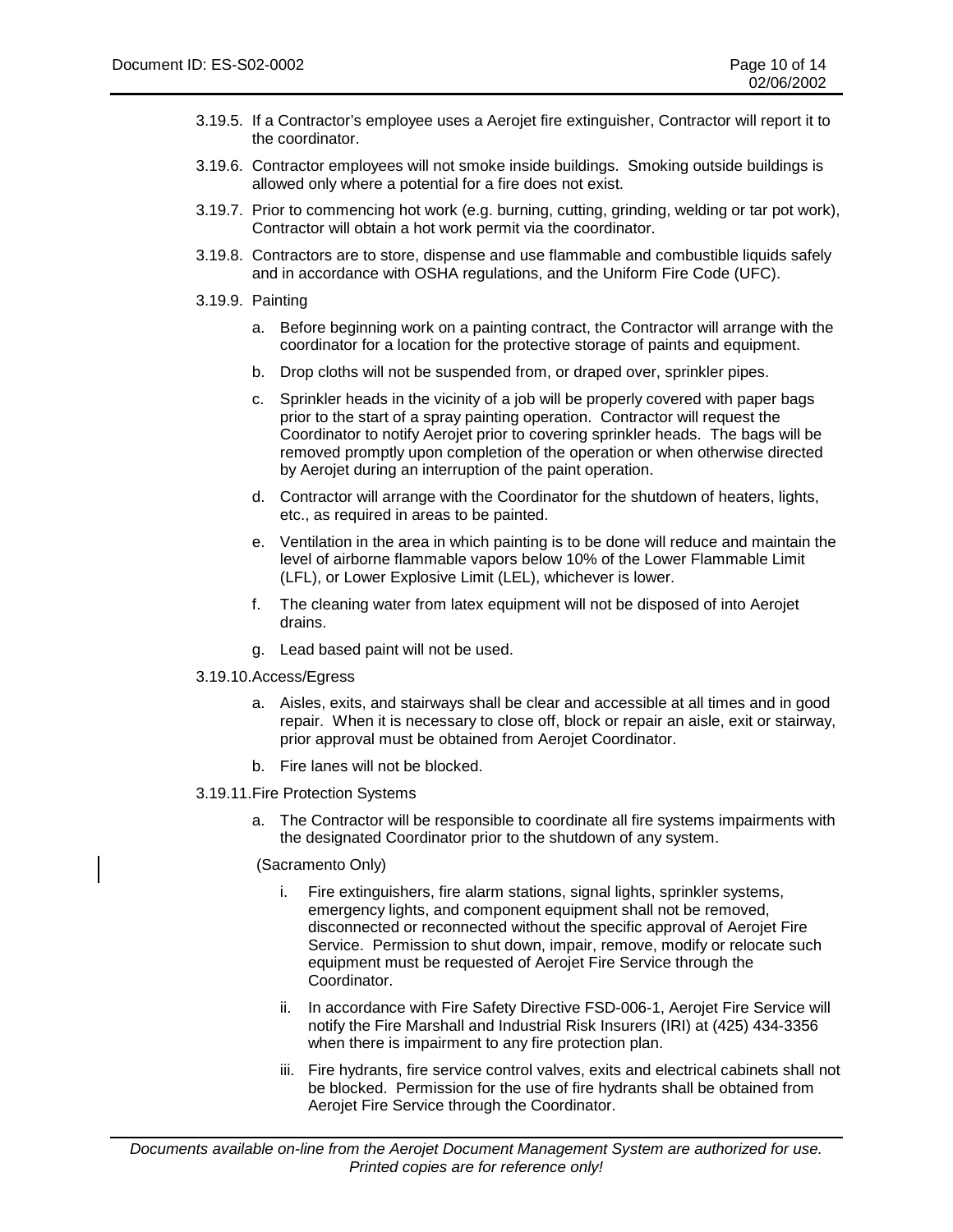3.19.5. If a Contractor's employee uses a Aerojet fire extinguisher, Contractor will report it to the coordinator.

3.19.6. Contractor employees will not smoke inside buildings. Smoking outside buildings is allowed only where a potential for a fire does not exist.

3.19.7. Prior to commencing hot work (e.g. burning, cutting, grinding, welding or tar pot work), Contractor will obtain a hot work permit via the coordinator.

3.19.8. Contractors are to store, dispense and use flammable and combustible liquids safely and in accordance with OSHA regulations, and the Uniform Fire Code (UFC).

3.19.9. Painting

a. Before beginning work on a painting contract, the Contractor will arrange with the coordinator for a location for the protective storage of paints and equipment.

b. Drop cloths will not be suspended from, or draped over, sprinkler pipes.

c. Sprinkler heads in the vicinity of a job will be properly covered with paper bags prior to the start of a spray painting operation. Contractor will request the Coordinator to notify Aerojet prior to covering sprinkler heads. The bags will be removed promptly upon completion of the operation or when otherwise directed by Aerojet during an interruption of the paint operation.

d. Contractor will arrange with the Coordinator for the shutdown of heaters, lights, etc., as required in areas to be painted.

e. Ventilation in the area in which painting is to be done will reduce and maintain the level of airborne flammable vapors below 10% of the Lower Flammable Limit (LFL), or Lower Explosive Limit (LEL), whichever is lower.

f. The cleaning water from latex equipment will not be disposed of into Aerojet drains.

g. Lead based paint will not be used.

3.19.10. Access/Egress

a. Aisles, exits, and stairways shall be clear and accessible at all times and in good repair. When it is necessary to close off, block or repair an aisle, exit or stairway, prior approval must be obtained from Aerojet Coordinator.

b. Fire lanes will not be blocked.

3.19.11. Fire Protection Systems

a. The Contractor will be responsible to coordinate all fire systems impairments with the designated Coordinator prior to the shutdown of any system.

(Sacramento Only)

i. Fire extinguishers, fire alarm stations, signal lights, sprinkler systems, emergency lights, and component equipment shall not be removed, disconnected or reconnected without the specific approval of Aerojet Fire Service. Permission to shut down, impair, remove, modify or relocate such equipment must be requested of Aerojet Fire Service through the Coordinator.

ii. In accordance with Fire Safety Directive FSD-006-1, Aerojet Fire Service will notify the Fire Marshall and Industrial Risk Insurers (IRI) at (425) 434-3356 when there is impairment to any fire protection plan.

iii. Fire hydrants, fire service control valves, exits and electrical cabinets shall not be blocked. Permission for the use of fire hydrants shall be obtained from Aerojet Fire Service through the Coordinator.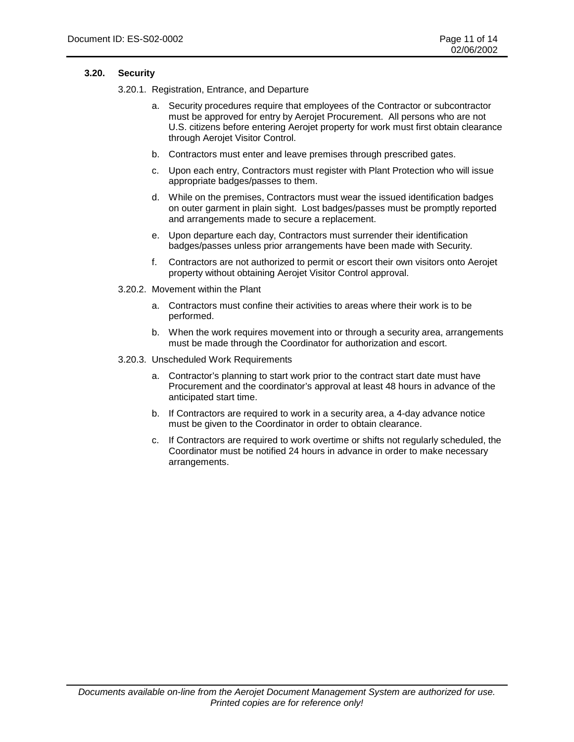## 3.20. Security

### 3.20.1. Registration, Entrance, and Departure

a. Security procedures require that employees of the Contractor or subcontractor must be approved for entry by Aerojet Procurement. All persons who are not U.S. citizens before entering Aerojet property for work must first obtain clearance through Aerojet Visitor Control.

b. Contractors must enter and leave premises through prescribed gates.

c. Upon each entry, Contractors must register with Plant Protection who will issue appropriate badges/passes to them.

d. While on the premises, Contractors must wear the issued identification badges on outer garment in plain sight. Lost badges/passes must be promptly reported and arrangements made to secure a replacement.

e. Upon departure each day, Contractors must surrender their identification badges/passes unless prior arrangements have been made with Security.

f. Contractors are not authorized to permit or escort their own visitors onto Aerojet property without obtaining Aerojet Visitor Control approval.

### 3.20.2. Movement within the Plant

a. Contractors must confine their activities to areas where their work is to be performed.

b. When the work requires movement into or through a security area, arrangements must be made through the Coordinator for authorization and escort.

### 3.20.3. Unscheduled Work Requirements

a. Contractor's planning to start work prior to the contract start date must have Procurement and the coordinator's approval at least 48 hours in advance of the anticipated start time.

b. If Contractors are required to work in a security area, a 4-day advance notice must be given to the Coordinator in order to obtain clearance.

c. If Contractors are required to work overtime or shifts not regularly scheduled, the Coordinator must be notified 24 hours in advance in order to make necessary arrangements.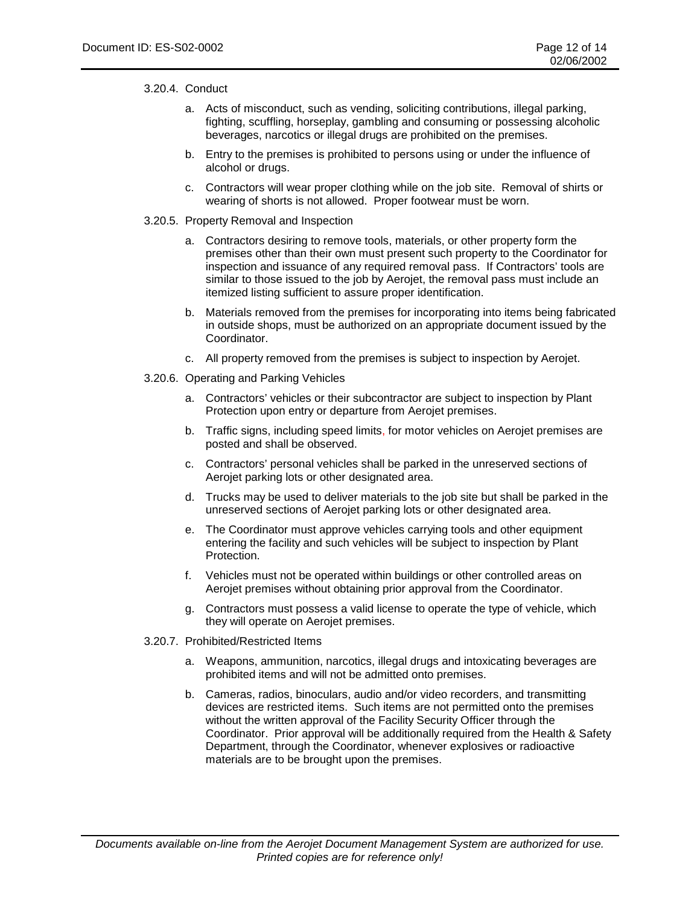3.20.4. Conduct

a. Acts of misconduct, such as vending, soliciting contributions, illegal parking, fighting, scuffling, horseplay, gambling and consuming or possessing alcoholic beverages, narcotics or illegal drugs are prohibited on the premises.

b. Entry to the premises is prohibited to persons using or under the influence of alcohol or drugs.

c. Contractors will wear proper clothing while on the job site. Removal of shirts or wearing of shorts is not allowed. Proper footwear must be worn.

3.20.5. Property Removal and Inspection

a. Contractors desiring to remove tools, materials, or other property form the premises other than their own must present such property to the Coordinator for inspection and issuance of any required removal pass. If Contractors' tools are similar to those issued to the job by Aerojet, the removal pass must include an itemized listing sufficient to assure proper identification.

b. Materials removed from the premises for incorporating into items being fabricated in outside shops, must be authorized on an appropriate document issued by the Coordinator.

c. All property removed from the premises is subject to inspection by Aerojet.

3.20.6. Operating and Parking Vehicles

a. Contractors' vehicles or their subcontractor are subject to inspection by Plant Protection upon entry or departure from Aerojet premises.

b. Traffic signs, including speed limits, for motor vehicles on Aerojet premises are posted and shall be observed.

c. Contractors' personal vehicles shall be parked in the unreserved sections of Aerojet parking lots or other designated area.

d. Trucks may be used to deliver materials to the job site but shall be parked in the unreserved sections of Aerojet parking lots or other designated area.

e. The Coordinator must approve vehicles carrying tools and other equipment entering the facility and such vehicles will be subject to inspection by Plant Protection.

f. Vehicles must not be operated within buildings or other controlled areas on Aerojet premises without obtaining prior approval from the Coordinator.

g. Contractors must possess a valid license to operate the type of vehicle, which they will operate on Aerojet premises.

3.20.7. Prohibited/Restricted Items

a. Weapons, ammunition, narcotics, illegal drugs and intoxicating beverages are prohibited items and will not be admitted onto premises.

b. Cameras, radios, binoculars, audio and/or video recorders, and transmitting devices are restricted items. Such items are not permitted onto the premises without the written approval of the Facility Security Officer through the Coordinator. Prior approval will be additionally required from the Health & Safety Department, through the Coordinator, whenever explosives or radioactive materials are to be brought upon the premises.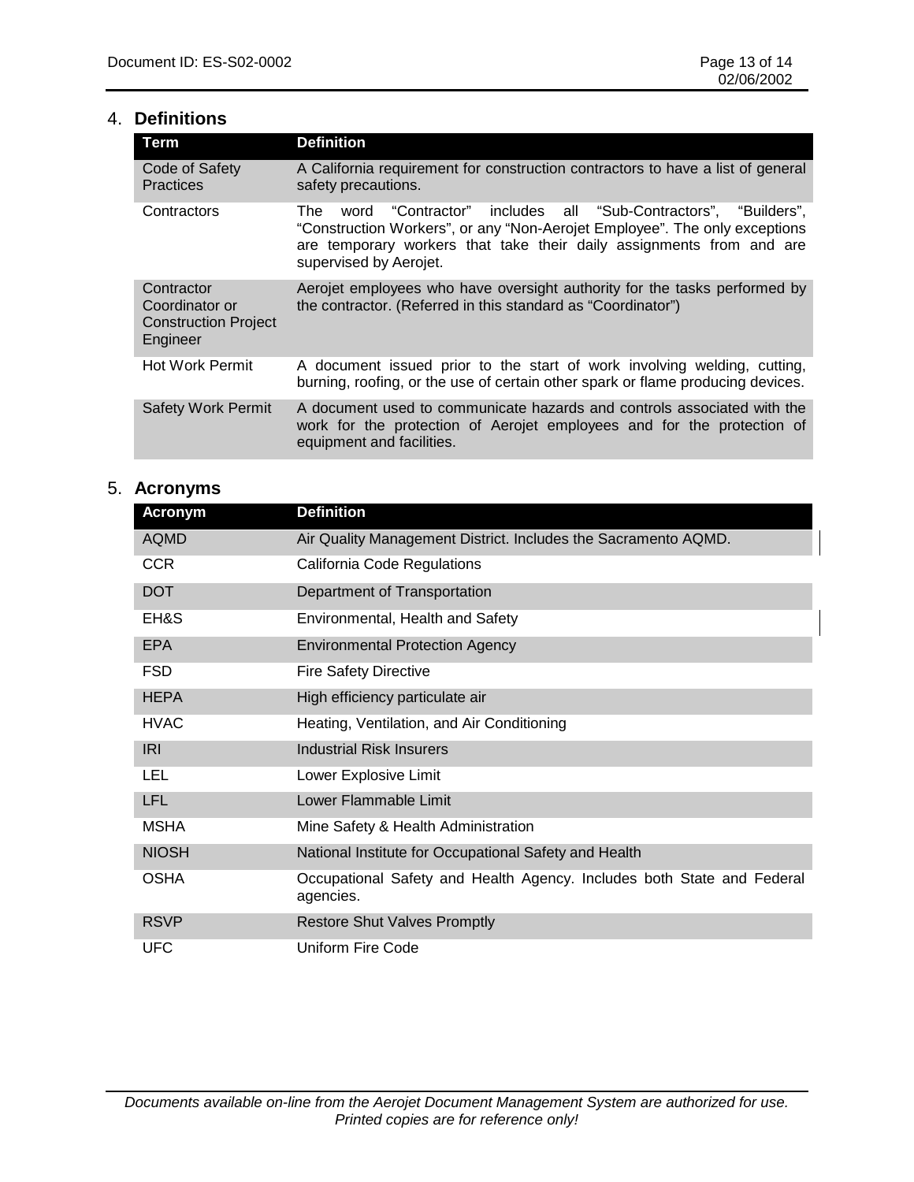## 4. Definitions

| Term | Definition |
|---|---|
| Code of Safety Practices | A California requirement for construction contractors to have a list of general safety precautions. |
| Contractors | The word "Contractor" includes all "Sub-Contractors", "Builders", "Construction Workers", or any "Non-Aerojet Employee". The only exceptions are temporary workers that take their daily assignments from and are supervised by Aerojet. |
| Contractor Coordinator or Construction Project Engineer | Aerojet employees who have oversight authority for the tasks performed by the contractor. (Referred in this standard as "Coordinator") |
| Hot Work Permit | A document issued prior to the start of work involving welding, cutting, burning, roofing, or the use of certain other spark or flame producing devices. |
| Safety Work Permit | A document used to communicate hazards and controls associated with the work for the protection of Aerojet employees and for the protection of equipment and facilities. |

## 5. Acronyms

| Acronym | Definition |
|---|---|
| AQMD | Air Quality Management District. Includes the Sacramento AQMD. |
| CCR | California Code Regulations |
| DOT | Department of Transportation |
| EH&S | Environmental, Health and Safety |
| EPA | Environmental Protection Agency |
| FSD | Fire Safety Directive |
| HEPA | High efficiency particulate air |
| HVAC | Heating, Ventilation, and Air Conditioning |
| IRI | Industrial Risk Insurers |
| LEL | Lower Explosive Limit |
| LFL | Lower Flammable Limit |
| MSHA | Mine Safety & Health Administration |
| NIOSH | National Institute for Occupational Safety and Health |
| OSHA | Occupational Safety and Health Agency. Includes both State and Federal agencies. |
| RSVP | Restore Shut Valves Promptly |
| UFC | Uniform Fire Code |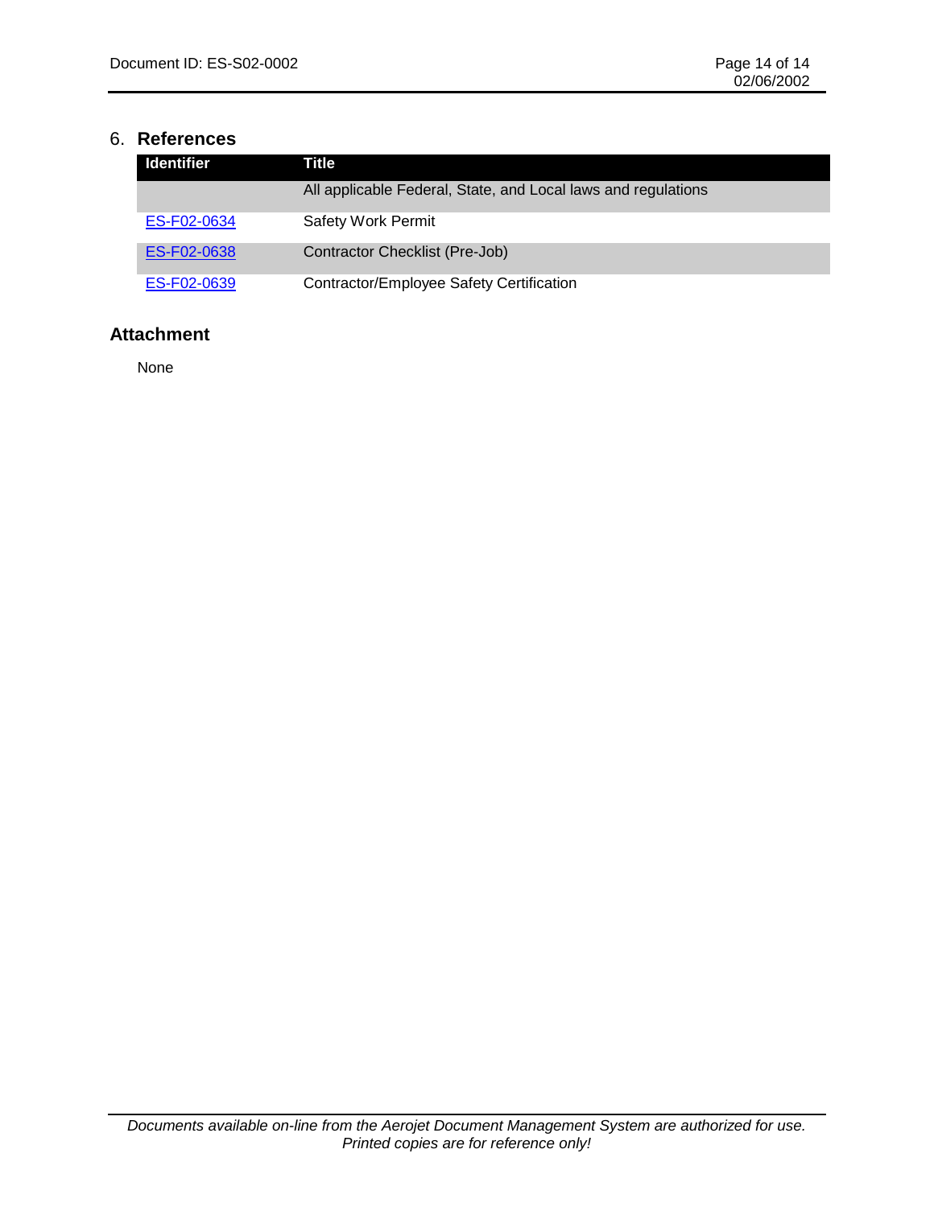## 6. References

| Identifier | Title |
|---|---|
| | All applicable Federal, State, and Local laws and regulations |
| ES-F02-0634 | Safety Work Permit |
| ES-F02-0638 | Contractor Checklist (Pre-Job) |
| ES-F02-0639 | Contractor/Employee Safety Certification |

## Attachment

None